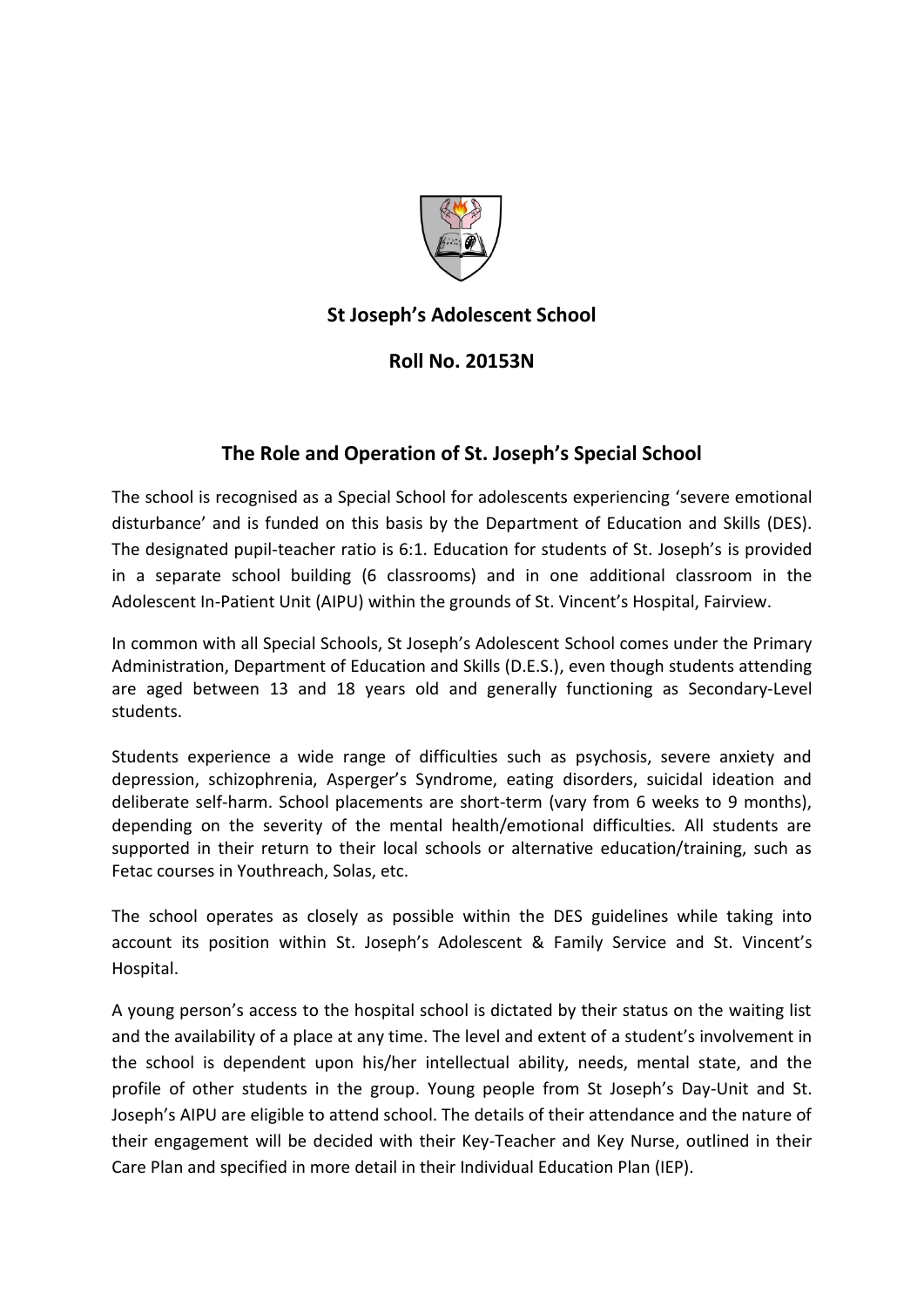# St Joseph's Adolescent School

## Roll No. 20153N

## The Role and Operation of St. Joseph's Special School

The school is recognised as a Special School for adolescents experiencing 'severe emotional disturbance' and is funded on this basis by the Department of Education and Skills (DES). The designated pupil-teacher ratio is 6:1. Education for students of St. Joseph's is provided in a separate school building (6 classrooms) and in one additional classroom in the Adolescent In-Patient Unit (AIPU) within the grounds of St. Vincent's Hospital, Fairview.

In common with all Special Schools, St Joseph's Adolescent School comes under the Primary Administration, Department of Education and Skills (D.E.S.), even though students attending are aged between 13 and 18 years old and generally functioning as Secondary-Level students.

Students experience a wide range of difficulties such as psychosis, severe anxiety and depression, schizophrenia, Asperger's Syndrome, eating disorders, suicidal ideation and deliberate self-harm. School placements are short-term (vary from 6 weeks to 9 months), depending on the severity of the mental health/emotional difficulties. All students are supported in their return to their local schools or alternative education/training, such as Fetac courses in Youthreach, Solas, etc.

The school operates as closely as possible within the DES guidelines while taking into account its position within St. Joseph's Adolescent & Family Service and St. Vincent's Hospital.

A young person's access to the hospital school is dictated by their status on the waiting list and the availability of a place at any time. The level and extent of a student's involvement in the school is dependent upon his/her intellectual ability, needs, mental state, and the profile of other students in the group. Young people from St Joseph's Day-Unit and St. Joseph's AIPU are eligible to attend school. The details of their attendance and the nature of their engagement will be decided with their Key-Teacher and Key Nurse, outlined in their Care Plan and specified in more detail in their Individual Education Plan (IEP).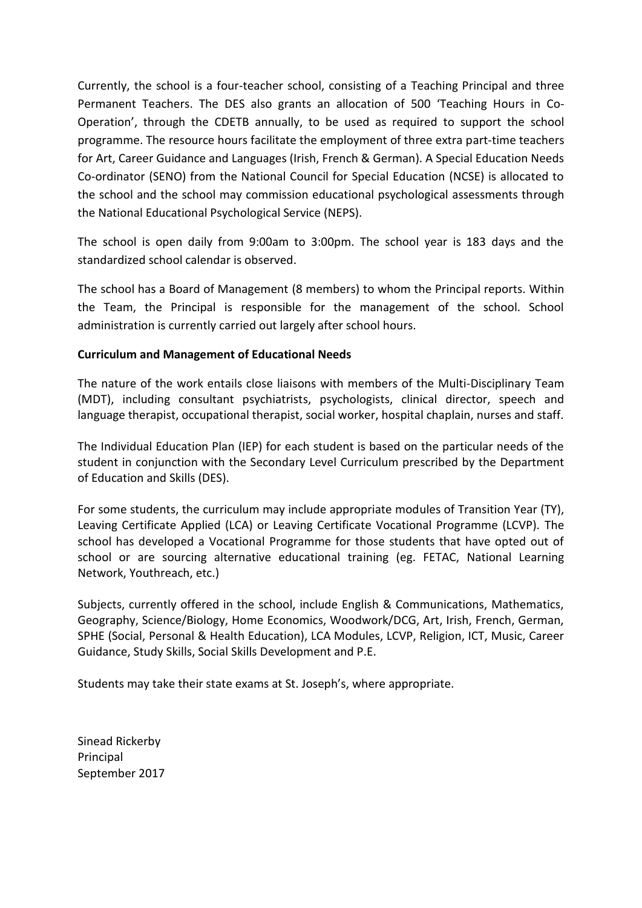Currently, the school is a four-teacher school, consisting of a Teaching Principal and three Permanent Teachers. The DES also grants an allocation of 500 'Teaching Hours in Co-Operation', through the CDETB annually, to be used as required to support the school programme. The resource hours facilitate the employment of three extra part-time teachers for Art, Career Guidance and Languages (Irish, French & German). A Special Education Needs Co-ordinator (SENO) from the National Council for Special Education (NCSE) is allocated to the school and the school may commission educational psychological assessments through the National Educational Psychological Service (NEPS).

The school is open daily from 9:00am to 3:00pm. The school year is 183 days and the standardized school calendar is observed.

The school has a Board of Management (8 members) to whom the Principal reports. Within the Team, the Principal is responsible for the management of the school. School administration is currently carried out largely after school hours.

**Curriculum and Management of Educational Needs**

The nature of the work entails close liaisons with members of the Multi-Disciplinary Team (MDT), including consultant psychiatrists, psychologists, clinical director, speech and language therapist, occupational therapist, social worker, hospital chaplain, nurses and staff.

The Individual Education Plan (IEP) for each student is based on the particular needs of the student in conjunction with the Secondary Level Curriculum prescribed by the Department of Education and Skills (DES).

For some students, the curriculum may include appropriate modules of Transition Year (TY), Leaving Certificate Applied (LCA) or Leaving Certificate Vocational Programme (LCVP). The school has developed a Vocational Programme for those students that have opted out of school or are sourcing alternative educational training (eg. FETAC, National Learning Network, Youthreach, etc.)

Subjects, currently offered in the school, include English & Communications, Mathematics, Geography, Science/Biology, Home Economics, Woodwork/DCG, Art, Irish, French, German, SPHE (Social, Personal & Health Education), LCA Modules, LCVP, Religion, ICT, Music, Career Guidance, Study Skills, Social Skills Development and P.E.

Students may take their state exams at St. Joseph's, where appropriate.

Sinead Rickerby
Principal
September 2017